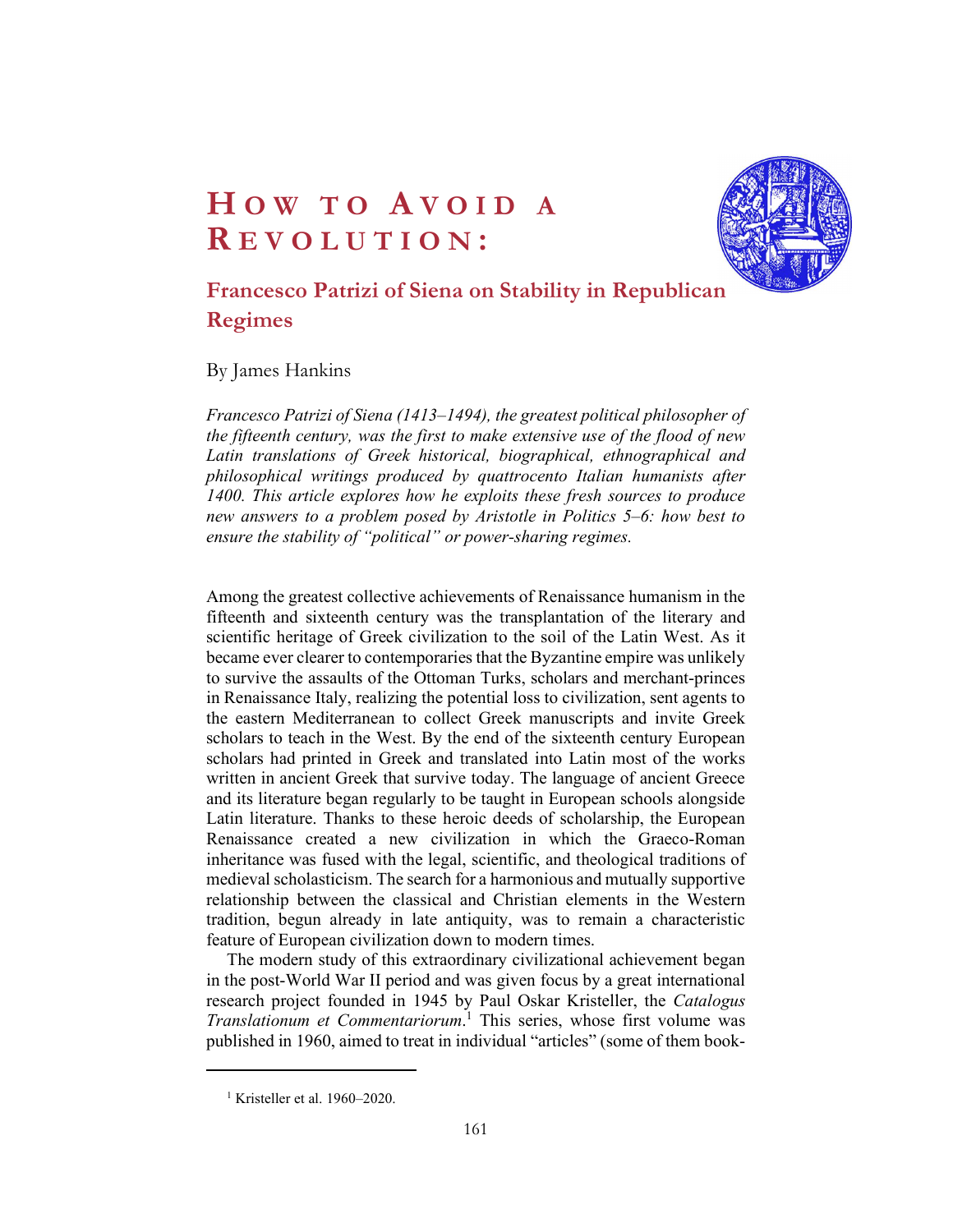# How to Avoid a Revolution:

## Francesco Patrizi of Siena on Stability in Republican Regimes

By James Hankins

*Francesco Patrizi of Siena (1413–1494), the greatest political philosopher of the fifteenth century, was the first to make extensive use of the flood of new Latin translations of Greek historical, biographical, ethnographical and philosophical writings produced by quattrocento Italian humanists after 1400. This article explores how he exploits these fresh sources to produce new answers to a problem posed by Aristotle in Politics 5–6: how best to ensure the stability of "political" or power-sharing regimes.*

Among the greatest collective achievements of Renaissance humanism in the fifteenth and sixteenth century was the transplantation of the literary and scientific heritage of Greek civilization to the soil of the Latin West. As it became ever clearer to contemporaries that the Byzantine empire was unlikely to survive the assaults of the Ottoman Turks, scholars and merchant-princes in Renaissance Italy, realizing the potential loss to civilization, sent agents to the eastern Mediterranean to collect Greek manuscripts and invite Greek scholars to teach in the West. By the end of the sixteenth century European scholars had printed in Greek and translated into Latin most of the works written in ancient Greek that survive today. The language of ancient Greece and its literature began regularly to be taught in European schools alongside Latin literature. Thanks to these heroic deeds of scholarship, the European Renaissance created a new civilization in which the Graeco-Roman inheritance was fused with the legal, scientific, and theological traditions of medieval scholasticism. The search for a harmonious and mutually supportive relationship between the classical and Christian elements in the Western tradition, begun already in late antiquity, was to remain a characteristic feature of European civilization down to modern times.

The modern study of this extraordinary civilizational achievement began in the post-World War II period and was given focus by a great international research project founded in 1945 by Paul Oskar Kristeller, the *Catalogus Translationum et Commentariorum*.[1] This series, whose first volume was published in 1960, aimed to treat in individual "articles" (some of them book-

[1] Kristeller et al. 1960–2020.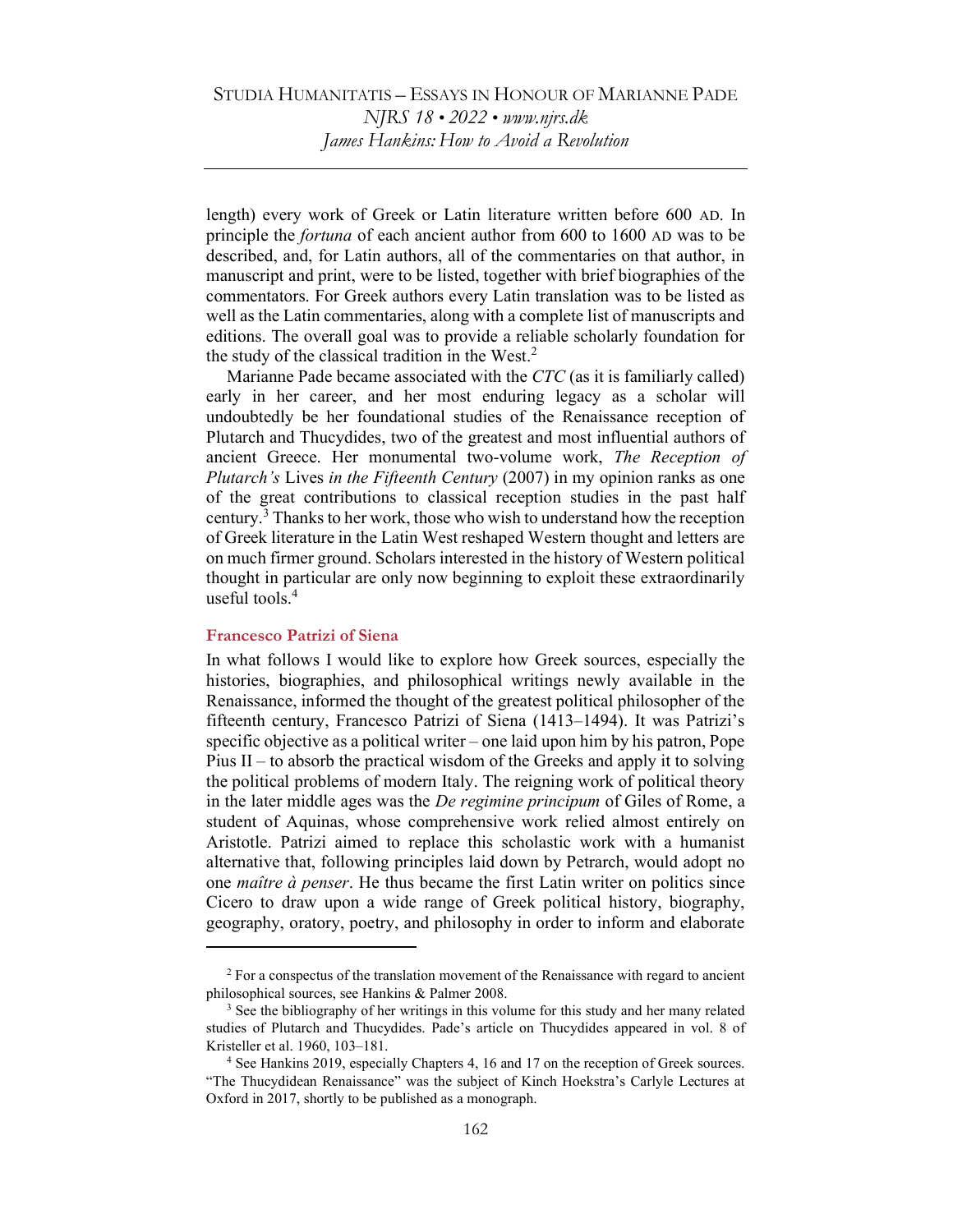length) every work of Greek or Latin literature written before 600 AD. In principle the *fortuna* of each ancient author from 600 to 1600 AD was to be described, and, for Latin authors, all of the commentaries on that author, in manuscript and print, were to be listed, together with brief biographies of the commentators. For Greek authors every Latin translation was to be listed as well as the Latin commentaries, along with a complete list of manuscripts and editions. The overall goal was to provide a reliable scholarly foundation for the study of the classical tradition in the West.[2]

Marianne Pade became associated with the *CTC* (as it is familiarly called) early in her career, and her most enduring legacy as a scholar will undoubtedly be her foundational studies of the Renaissance reception of Plutarch and Thucydides, two of the greatest and most influential authors of ancient Greece. Her monumental two-volume work, *The Reception of Plutarch's* Lives *in the Fifteenth Century* (2007) in my opinion ranks as one of the great contributions to classical reception studies in the past half century.[3] Thanks to her work, those who wish to understand how the reception of Greek literature in the Latin West reshaped Western thought and letters are on much firmer ground. Scholars interested in the history of Western political thought in particular are only now beginning to exploit these extraordinarily useful tools.[4]

### Francesco Patrizi of Siena

In what follows I would like to explore how Greek sources, especially the histories, biographies, and philosophical writings newly available in the Renaissance, informed the thought of the greatest political philosopher of the fifteenth century, Francesco Patrizi of Siena (1413–1494). It was Patrizi's specific objective as a political writer – one laid upon him by his patron, Pope Pius II – to absorb the practical wisdom of the Greeks and apply it to solving the political problems of modern Italy. The reigning work of political theory in the later middle ages was the *De regimine principum* of Giles of Rome, a student of Aquinas, whose comprehensive work relied almost entirely on Aristotle. Patrizi aimed to replace this scholastic work with a humanist alternative that, following principles laid down by Petrarch, would adopt no one *maître à penser*. He thus became the first Latin writer on politics since Cicero to draw upon a wide range of Greek political history, biography, geography, oratory, poetry, and philosophy in order to inform and elaborate

---

[2] For a conspectus of the translation movement of the Renaissance with regard to ancient philosophical sources, see Hankins & Palmer 2008.

[3] See the bibliography of her writings in this volume for this study and her many related studies of Plutarch and Thucydides. Pade's article on Thucydides appeared in vol. 8 of Kristeller et al. 1960, 103–181.

[4] See Hankins 2019, especially Chapters 4, 16 and 17 on the reception of Greek sources. "The Thucydidean Renaissance" was the subject of Kinch Hoekstra's Carlyle Lectures at Oxford in 2017, shortly to be published as a monograph.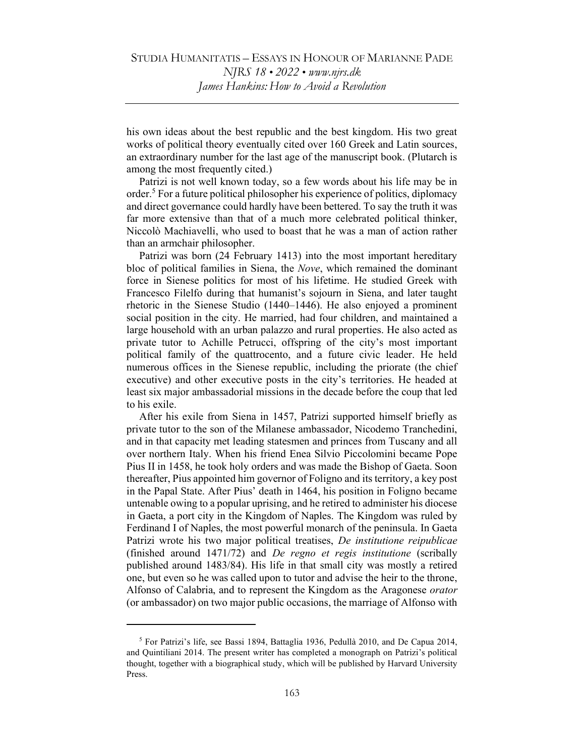his own ideas about the best republic and the best kingdom. His two great works of political theory eventually cited over 160 Greek and Latin sources, an extraordinary number for the last age of the manuscript book. (Plutarch is among the most frequently cited.)

Patrizi is not well known today, so a few words about his life may be in order.[5] For a future political philosopher his experience of politics, diplomacy and direct governance could hardly have been bettered. To say the truth it was far more extensive than that of a much more celebrated political thinker, Niccolò Machiavelli, who used to boast that he was a man of action rather than an armchair philosopher.

Patrizi was born (24 February 1413) into the most important hereditary bloc of political families in Siena, the *Nove*, which remained the dominant force in Sienese politics for most of his lifetime. He studied Greek with Francesco Filelfo during that humanist's sojourn in Siena, and later taught rhetoric in the Sienese Studio (1440–1446). He also enjoyed a prominent social position in the city. He married, had four children, and maintained a large household with an urban palazzo and rural properties. He also acted as private tutor to Achille Petrucci, offspring of the city's most important political family of the quattrocento, and a future civic leader. He held numerous offices in the Sienese republic, including the priorate (the chief executive) and other executive posts in the city's territories. He headed at least six major ambassadorial missions in the decade before the coup that led to his exile.

After his exile from Siena in 1457, Patrizi supported himself briefly as private tutor to the son of the Milanese ambassador, Nicodemo Tranchedini, and in that capacity met leading statesmen and princes from Tuscany and all over northern Italy. When his friend Enea Silvio Piccolomini became Pope Pius II in 1458, he took holy orders and was made the Bishop of Gaeta. Soon thereafter, Pius appointed him governor of Foligno and its territory, a key post in the Papal State. After Pius' death in 1464, his position in Foligno became untenable owing to a popular uprising, and he retired to administer his diocese in Gaeta, a port city in the Kingdom of Naples. The Kingdom was ruled by Ferdinand I of Naples, the most powerful monarch of the peninsula. In Gaeta Patrizi wrote his two major political treatises, *De institutione reipublicae* (finished around 1471/72) and *De regno et regis institutione* (scribally published around 1483/84). His life in that small city was mostly a retired one, but even so he was called upon to tutor and advise the heir to the throne, Alfonso of Calabria, and to represent the Kingdom as the Aragonese *orator* (or ambassador) on two major public occasions, the marriage of Alfonso with

---

[5] For Patrizi's life, see Bassi 1894, Battaglia 1936, Pedullà 2010, and De Capua 2014, and Quintiliani 2014. The present writer has completed a monograph on Patrizi's political thought, together with a biographical study, which will be published by Harvard University Press.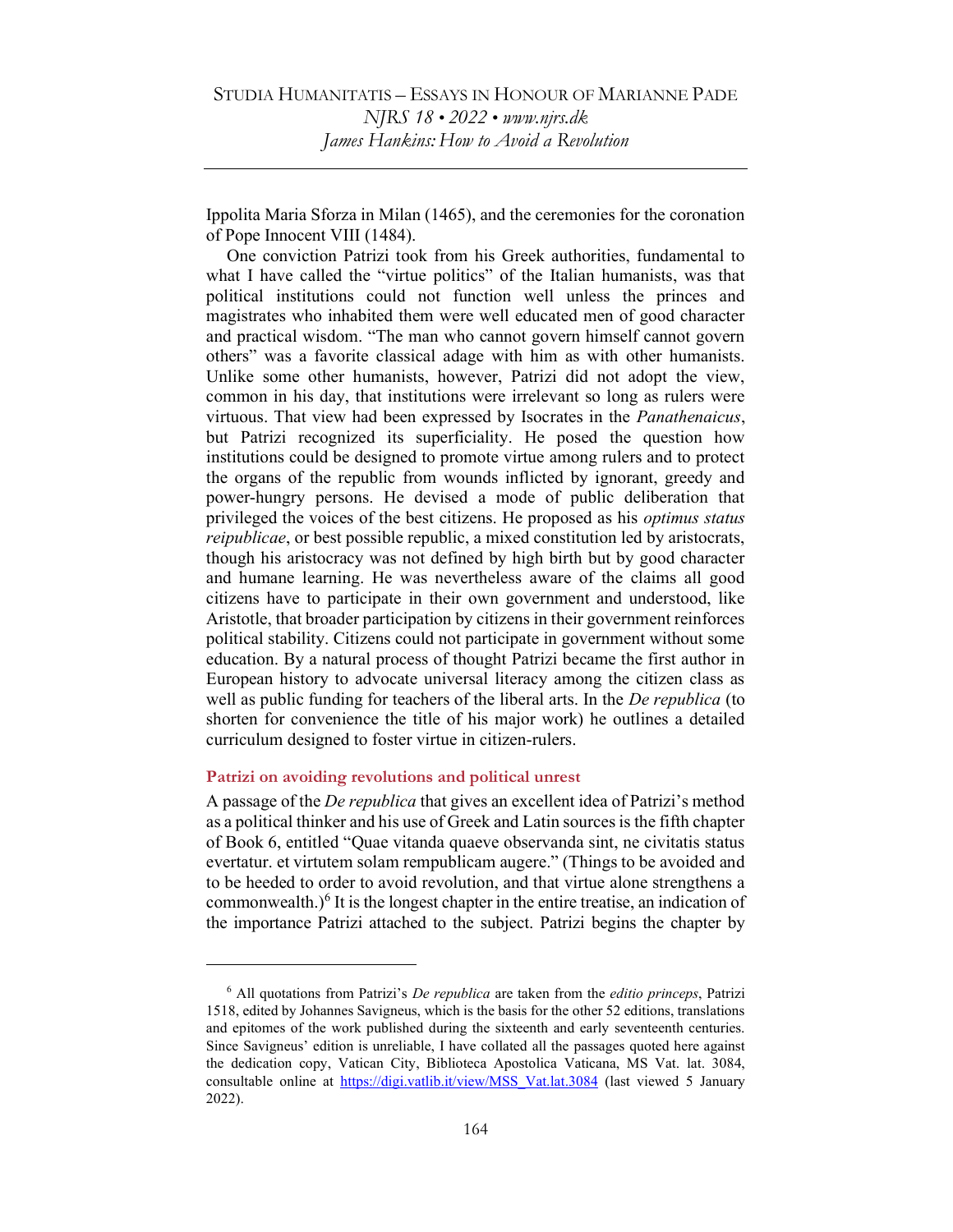Ippolita Maria Sforza in Milan (1465), and the ceremonies for the coronation of Pope Innocent VIII (1484).

One conviction Patrizi took from his Greek authorities, fundamental to what I have called the "virtue politics" of the Italian humanists, was that political institutions could not function well unless the princes and magistrates who inhabited them were well educated men of good character and practical wisdom. "The man who cannot govern himself cannot govern others" was a favorite classical adage with him as with other humanists. Unlike some other humanists, however, Patrizi did not adopt the view, common in his day, that institutions were irrelevant so long as rulers were virtuous. That view had been expressed by Isocrates in the *Panathenaicus*, but Patrizi recognized its superficiality. He posed the question how institutions could be designed to promote virtue among rulers and to protect the organs of the republic from wounds inflicted by ignorant, greedy and power-hungry persons. He devised a mode of public deliberation that privileged the voices of the best citizens. He proposed as his *optimus status reipublicae*, or best possible republic, a mixed constitution led by aristocrats, though his aristocracy was not defined by high birth but by good character and humane learning. He was nevertheless aware of the claims all good citizens have to participate in their own government and understood, like Aristotle, that broader participation by citizens in their government reinforces political stability. Citizens could not participate in government without some education. By a natural process of thought Patrizi became the first author in European history to advocate universal literacy among the citizen class as well as public funding for teachers of the liberal arts. In the *De republica* (to shorten for convenience the title of his major work) he outlines a detailed curriculum designed to foster virtue in citizen-rulers.

### Patrizi on avoiding revolutions and political unrest

A passage of the *De republica* that gives an excellent idea of Patrizi's method as a political thinker and his use of Greek and Latin sources is the fifth chapter of Book 6, entitled "Quae vitanda quaeve observanda sint, ne civitatis status evertatur. et virtutem solam rempublicam augere." (Things to be avoided and to be heeded to order to avoid revolution, and that virtue alone strengthens a commonwealth.)[6] It is the longest chapter in the entire treatise, an indication of the importance Patrizi attached to the subject. Patrizi begins the chapter by

---

[6] All quotations from Patrizi's *De republica* are taken from the *editio princeps*, Patrizi 1518, edited by Johannes Savigneus, which is the basis for the other 52 editions, translations and epitomes of the work published during the sixteenth and early seventeenth centuries. Since Savigneus' edition is unreliable, I have collated all the passages quoted here against the dedication copy, Vatican City, Biblioteca Apostolica Vaticana, MS Vat. lat. 3084, consultable online at https://digi.vatlib.it/view/MSS_Vat.lat.3084 (last viewed 5 January 2022).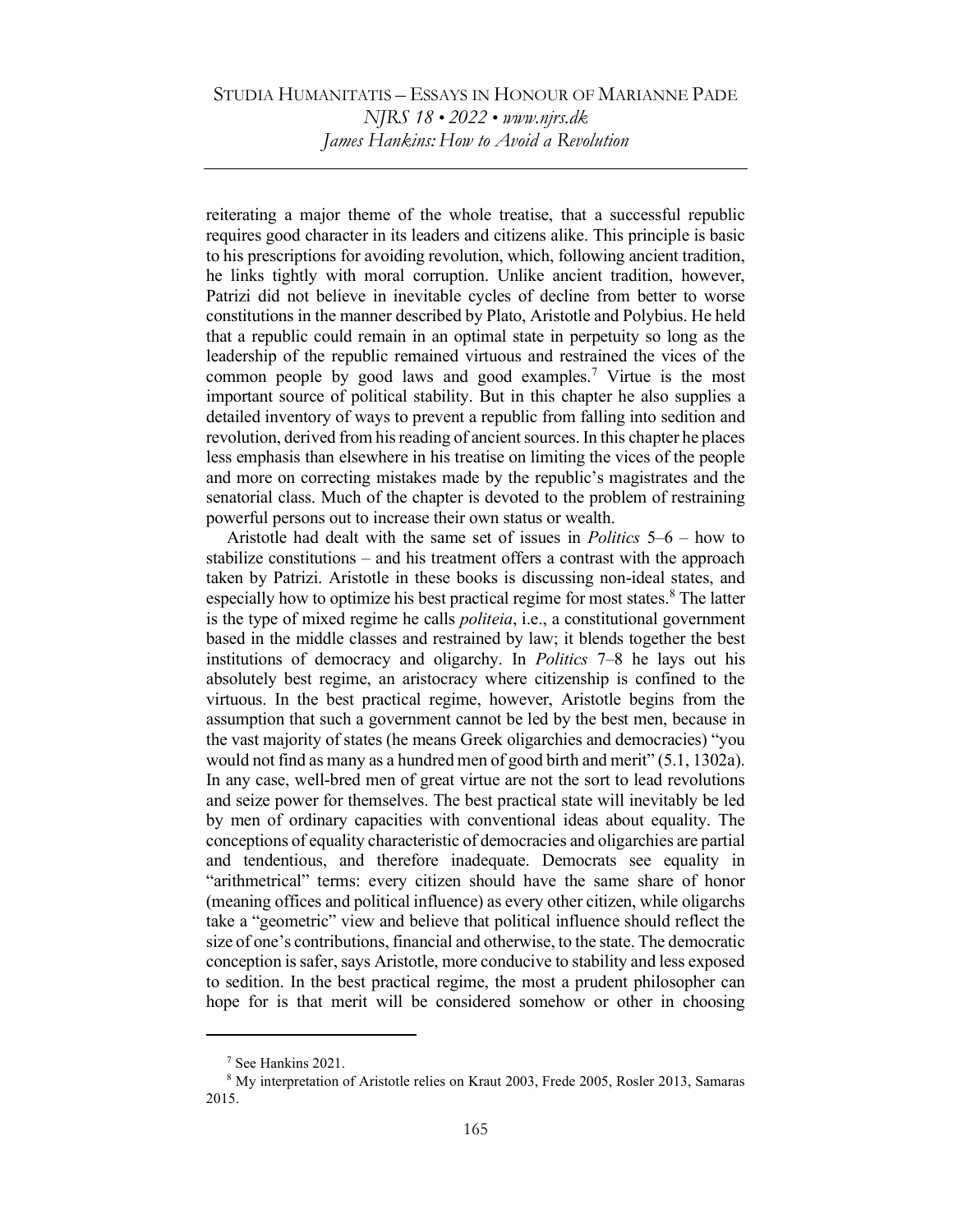reiterating a major theme of the whole treatise, that a successful republic requires good character in its leaders and citizens alike. This principle is basic to his prescriptions for avoiding revolution, which, following ancient tradition, he links tightly with moral corruption. Unlike ancient tradition, however, Patrizi did not believe in inevitable cycles of decline from better to worse constitutions in the manner described by Plato, Aristotle and Polybius. He held that a republic could remain in an optimal state in perpetuity so long as the leadership of the republic remained virtuous and restrained the vices of the common people by good laws and good examples.[7] Virtue is the most important source of political stability. But in this chapter he also supplies a detailed inventory of ways to prevent a republic from falling into sedition and revolution, derived from his reading of ancient sources. In this chapter he places less emphasis than elsewhere in his treatise on limiting the vices of the people and more on correcting mistakes made by the republic's magistrates and the senatorial class. Much of the chapter is devoted to the problem of restraining powerful persons out to increase their own status or wealth.

Aristotle had dealt with the same set of issues in *Politics* 5–6 – how to stabilize constitutions – and his treatment offers a contrast with the approach taken by Patrizi. Aristotle in these books is discussing non-ideal states, and especially how to optimize his best practical regime for most states.[8] The latter is the type of mixed regime he calls *politeia*, i.e., a constitutional government based in the middle classes and restrained by law; it blends together the best institutions of democracy and oligarchy. In *Politics* 7–8 he lays out his absolutely best regime, an aristocracy where citizenship is confined to the virtuous. In the best practical regime, however, Aristotle begins from the assumption that such a government cannot be led by the best men, because in the vast majority of states (he means Greek oligarchies and democracies) "you would not find as many as a hundred men of good birth and merit" (5.1, 1302a). In any case, well-bred men of great virtue are not the sort to lead revolutions and seize power for themselves. The best practical state will inevitably be led by men of ordinary capacities with conventional ideas about equality. The conceptions of equality characteristic of democracies and oligarchies are partial and tendentious, and therefore inadequate. Democrats see equality in "arithmetrical" terms: every citizen should have the same share of honor (meaning offices and political influence) as every other citizen, while oligarchs take a "geometric" view and believe that political influence should reflect the size of one's contributions, financial and otherwise, to the state. The democratic conception is safer, says Aristotle, more conducive to stability and less exposed to sedition. In the best practical regime, the most a prudent philosopher can hope for is that merit will be considered somehow or other in choosing

---

[7] See Hankins 2021.

[8] My interpretation of Aristotle relies on Kraut 2003, Frede 2005, Rosler 2013, Samaras 2015.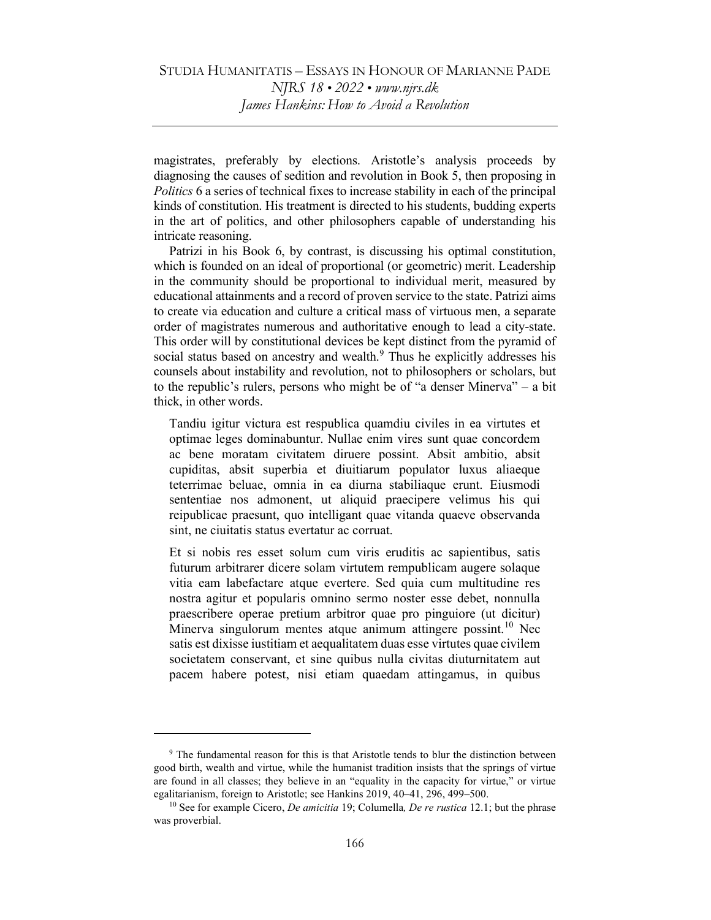magistrates, preferably by elections. Aristotle's analysis proceeds by diagnosing the causes of sedition and revolution in Book 5, then proposing in *Politics* 6 a series of technical fixes to increase stability in each of the principal kinds of constitution. His treatment is directed to his students, budding experts in the art of politics, and other philosophers capable of understanding his intricate reasoning.

Patrizi in his Book 6, by contrast, is discussing his optimal constitution, which is founded on an ideal of proportional (or geometric) merit. Leadership in the community should be proportional to individual merit, measured by educational attainments and a record of proven service to the state. Patrizi aims to create via education and culture a critical mass of virtuous men, a separate order of magistrates numerous and authoritative enough to lead a city-state. This order will by constitutional devices be kept distinct from the pyramid of social status based on ancestry and wealth.[9] Thus he explicitly addresses his counsels about instability and revolution, not to philosophers or scholars, but to the republic's rulers, persons who might be of "a denser Minerva" – a bit thick, in other words.

> Tandiu igitur victura est respublica quamdiu civiles in ea virtutes et optimae leges dominabuntur. Nullae enim vires sunt quae concordem ac bene moratam civitatem diruere possint. Absit ambitio, absit cupiditas, absit superbia et diuitiarum populator luxus aliaeque teterrimae beluae, omnia in ea diurna stabiliaque erunt. Eiusmodi sententiae nos admonent, ut aliquid praecipere velimus his qui reipublicae praesunt, quo intelligant quae vitanda quaeve observanda sint, ne ciuitatis status evertatur ac corruat.
>
> Et si nobis res esset solum cum viris eruditis ac sapientibus, satis futurum arbitrarer dicere solam virtutem rempublicam augere solaque vitia eam labefactare atque evertere. Sed quia cum multitudine res nostra agitur et popularis omnino sermo noster esse debet, nonnulla praescribere operae pretium arbitror quae pro pinguiore (ut dicitur) Minerva singulorum mentes atque animum attingere possint.[10] Nec satis est dixisse iustitiam et aequalitatem duas esse virtutes quae civilem societatem conservant, et sine quibus nulla civitas diuturnitatem aut pacem habere potest, nisi etiam quaedam attingamus, in quibus

[9] The fundamental reason for this is that Aristotle tends to blur the distinction between good birth, wealth and virtue, while the humanist tradition insists that the springs of virtue are found in all classes; they believe in an "equality in the capacity for virtue," or virtue egalitarianism, foreign to Aristotle; see Hankins 2019, 40–41, 296, 499–500.

[10] See for example Cicero, *De amicitia* 19; Columella*, De re rustica* 12.1; but the phrase was proverbial.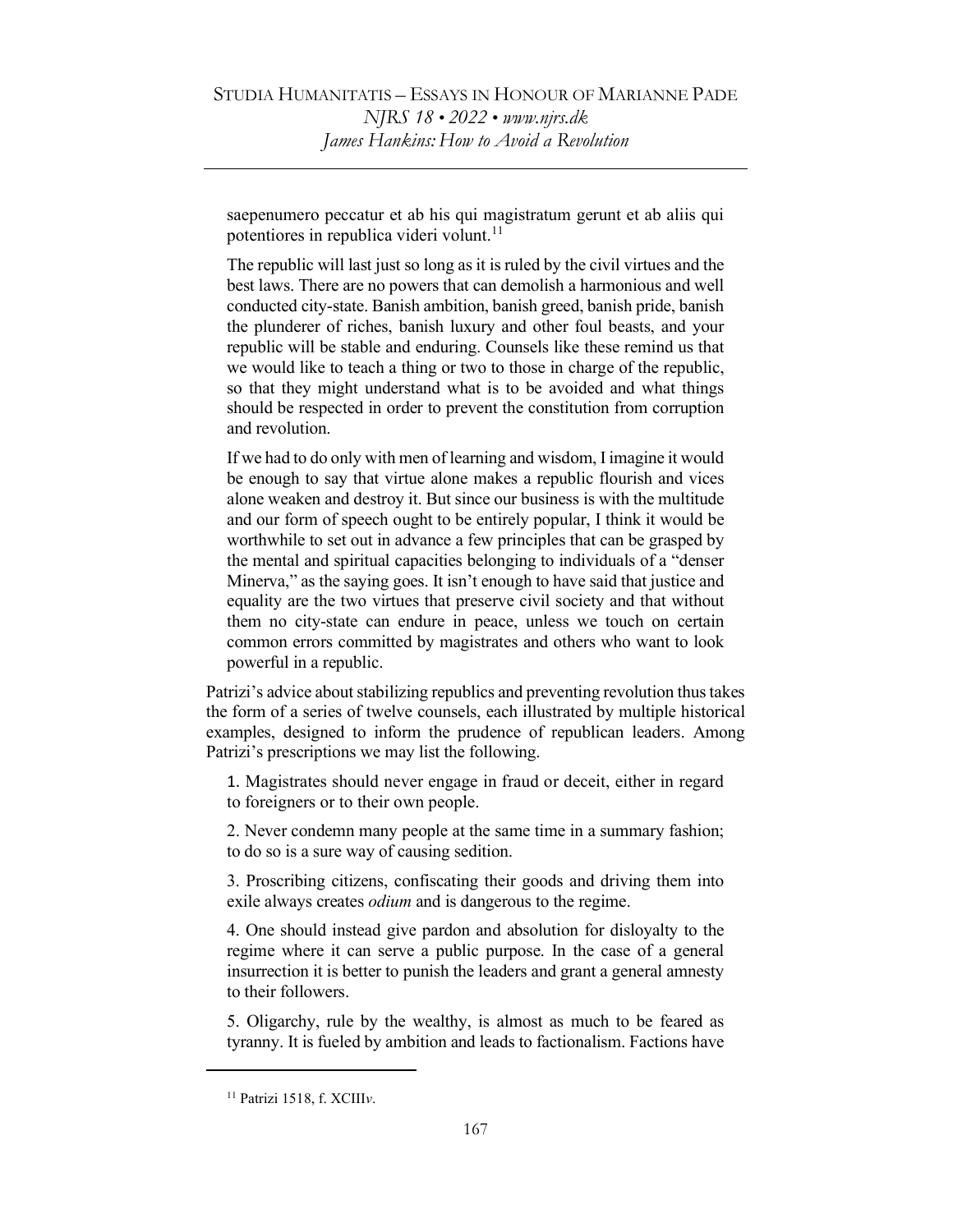saepenumero peccatur et ab his qui magistratum gerunt et ab aliis qui potentiores in republica videri volunt.[11]

The republic will last just so long as it is ruled by the civil virtues and the best laws. There are no powers that can demolish a harmonious and well conducted city-state. Banish ambition, banish greed, banish pride, banish the plunderer of riches, banish luxury and other foul beasts, and your republic will be stable and enduring. Counsels like these remind us that we would like to teach a thing or two to those in charge of the republic, so that they might understand what is to be avoided and what things should be respected in order to prevent the constitution from corruption and revolution.

If we had to do only with men of learning and wisdom, I imagine it would be enough to say that virtue alone makes a republic flourish and vices alone weaken and destroy it. But since our business is with the multitude and our form of speech ought to be entirely popular, I think it would be worthwhile to set out in advance a few principles that can be grasped by the mental and spiritual capacities belonging to individuals of a "denser Minerva," as the saying goes. It isn't enough to have said that justice and equality are the two virtues that preserve civil society and that without them no city-state can endure in peace, unless we touch on certain common errors committed by magistrates and others who want to look powerful in a republic.

Patrizi's advice about stabilizing republics and preventing revolution thus takes the form of a series of twelve counsels, each illustrated by multiple historical examples, designed to inform the prudence of republican leaders. Among Patrizi's prescriptions we may list the following.

1. Magistrates should never engage in fraud or deceit, either in regard to foreigners or to their own people.

2. Never condemn many people at the same time in a summary fashion; to do so is a sure way of causing sedition.

3. Proscribing citizens, confiscating their goods and driving them into exile always creates *odium* and is dangerous to the regime.

4. One should instead give pardon and absolution for disloyalty to the regime where it can serve a public purpose. In the case of a general insurrection it is better to punish the leaders and grant a general amnesty to their followers.

5. Oligarchy, rule by the wealthy, is almost as much to be feared as tyranny. It is fueled by ambition and leads to factionalism. Factions have

---

[11] Patrizi 1518, f. XCIII*v*.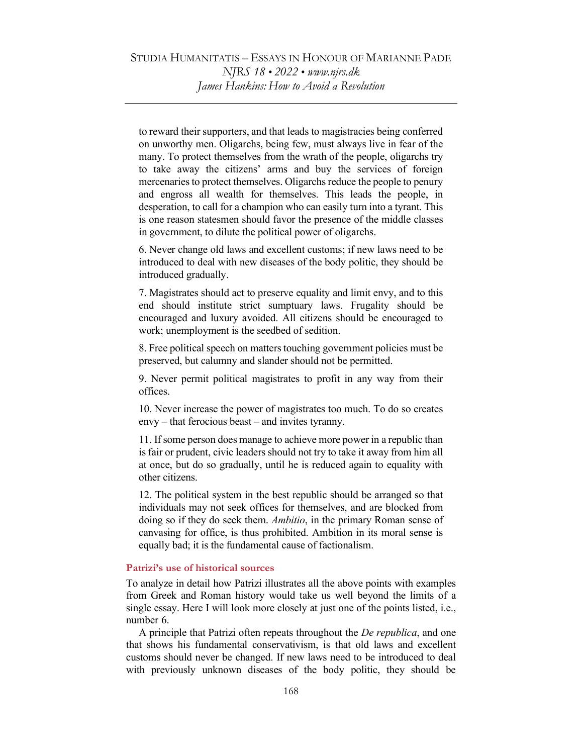to reward their supporters, and that leads to magistracies being conferred on unworthy men. Oligarchs, being few, must always live in fear of the many. To protect themselves from the wrath of the people, oligarchs try to take away the citizens' arms and buy the services of foreign mercenaries to protect themselves. Oligarchs reduce the people to penury and engross all wealth for themselves. This leads the people, in desperation, to call for a champion who can easily turn into a tyrant. This is one reason statesmen should favor the presence of the middle classes in government, to dilute the political power of oligarchs.

6. Never change old laws and excellent customs; if new laws need to be introduced to deal with new diseases of the body politic, they should be introduced gradually.

7. Magistrates should act to preserve equality and limit envy, and to this end should institute strict sumptuary laws. Frugality should be encouraged and luxury avoided. All citizens should be encouraged to work; unemployment is the seedbed of sedition.

8. Free political speech on matters touching government policies must be preserved, but calumny and slander should not be permitted.

9. Never permit political magistrates to profit in any way from their offices.

10. Never increase the power of magistrates too much. To do so creates envy – that ferocious beast – and invites tyranny.

11. If some person does manage to achieve more power in a republic than is fair or prudent, civic leaders should not try to take it away from him all at once, but do so gradually, until he is reduced again to equality with other citizens.

12. The political system in the best republic should be arranged so that individuals may not seek offices for themselves, and are blocked from doing so if they do seek them. *Ambitio*, in the primary Roman sense of canvasing for office, is thus prohibited. Ambition in its moral sense is equally bad; it is the fundamental cause of factionalism.

### Patrizi's use of historical sources

To analyze in detail how Patrizi illustrates all the above points with examples from Greek and Roman history would take us well beyond the limits of a single essay. Here I will look more closely at just one of the points listed, i.e., number 6.

A principle that Patrizi often repeats throughout the *De republica*, and one that shows his fundamental conservativism, is that old laws and excellent customs should never be changed. If new laws need to be introduced to deal with previously unknown diseases of the body politic, they should be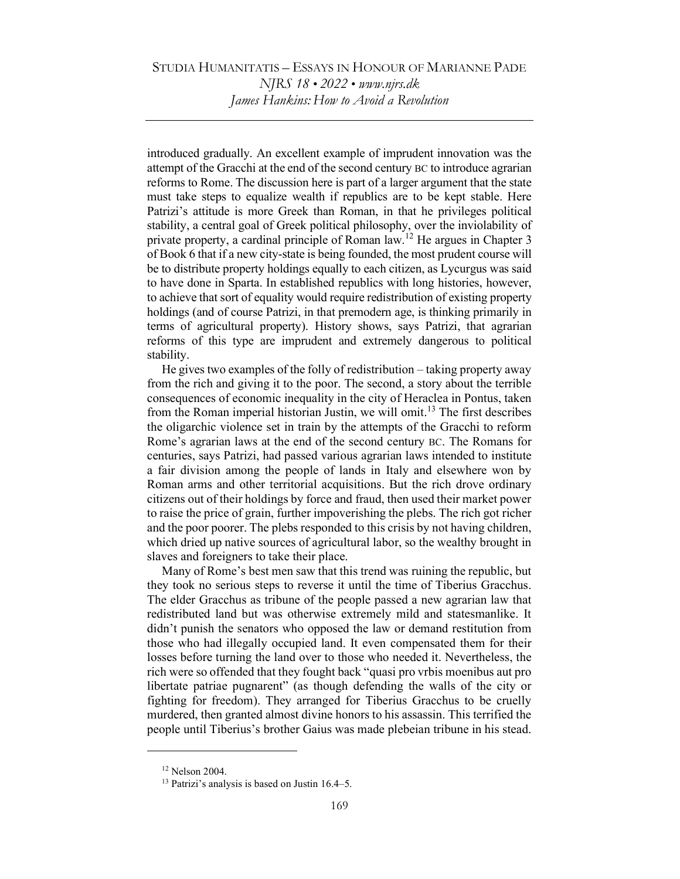introduced gradually. An excellent example of imprudent innovation was the attempt of the Gracchi at the end of the second century BC to introduce agrarian reforms to Rome. The discussion here is part of a larger argument that the state must take steps to equalize wealth if republics are to be kept stable. Here Patrizi's attitude is more Greek than Roman, in that he privileges political stability, a central goal of Greek political philosophy, over the inviolability of private property, a cardinal principle of Roman law.[12] He argues in Chapter 3 of Book 6 that if a new city-state is being founded, the most prudent course will be to distribute property holdings equally to each citizen, as Lycurgus was said to have done in Sparta. In established republics with long histories, however, to achieve that sort of equality would require redistribution of existing property holdings (and of course Patrizi, in that premodern age, is thinking primarily in terms of agricultural property). History shows, says Patrizi, that agrarian reforms of this type are imprudent and extremely dangerous to political stability.

He gives two examples of the folly of redistribution – taking property away from the rich and giving it to the poor. The second, a story about the terrible consequences of economic inequality in the city of Heraclea in Pontus, taken from the Roman imperial historian Justin, we will omit.[13] The first describes the oligarchic violence set in train by the attempts of the Gracchi to reform Rome's agrarian laws at the end of the second century BC. The Romans for centuries, says Patrizi, had passed various agrarian laws intended to institute a fair division among the people of lands in Italy and elsewhere won by Roman arms and other territorial acquisitions. But the rich drove ordinary citizens out of their holdings by force and fraud, then used their market power to raise the price of grain, further impoverishing the plebs. The rich got richer and the poor poorer. The plebs responded to this crisis by not having children, which dried up native sources of agricultural labor, so the wealthy brought in slaves and foreigners to take their place.

Many of Rome's best men saw that this trend was ruining the republic, but they took no serious steps to reverse it until the time of Tiberius Gracchus. The elder Gracchus as tribune of the people passed a new agrarian law that redistributed land but was otherwise extremely mild and statesmanlike. It didn't punish the senators who opposed the law or demand restitution from those who had illegally occupied land. It even compensated them for their losses before turning the land over to those who needed it. Nevertheless, the rich were so offended that they fought back "quasi pro vrbis moenibus aut pro libertate patriae pugnarent" (as though defending the walls of the city or fighting for freedom). They arranged for Tiberius Gracchus to be cruelly murdered, then granted almost divine honors to his assassin. This terrified the people until Tiberius's brother Gaius was made plebeian tribune in his stead.

---

[12] Nelson 2004.

[13] Patrizi's analysis is based on Justin 16.4–5.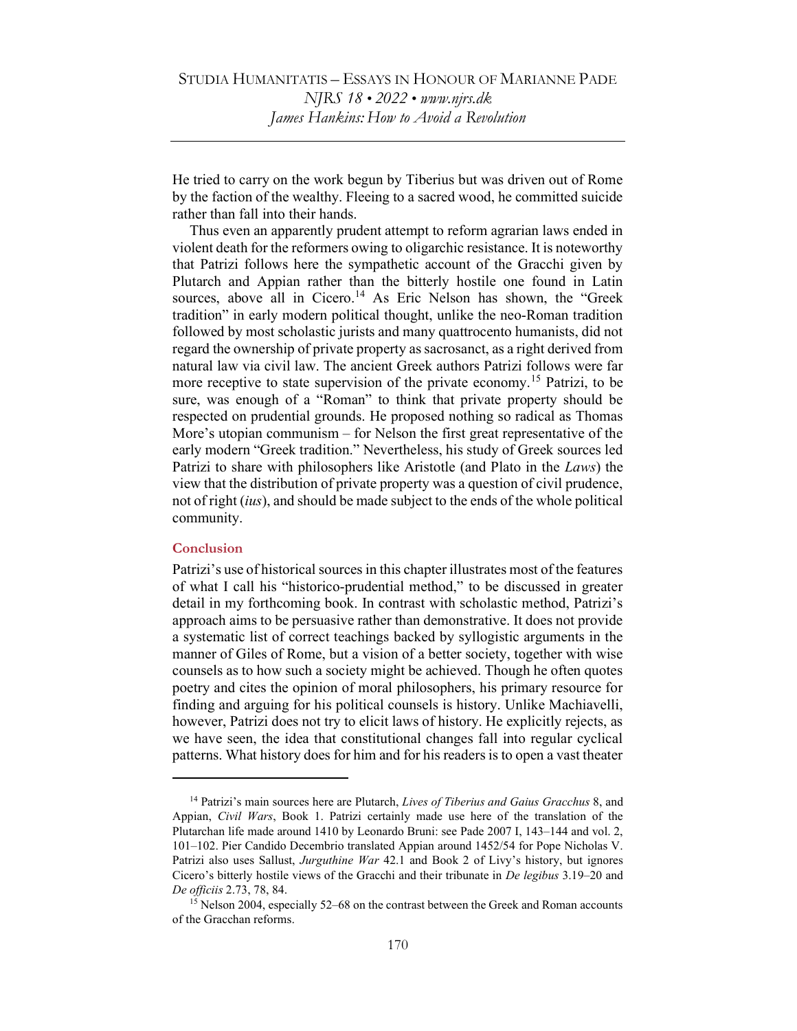He tried to carry on the work begun by Tiberius but was driven out of Rome by the faction of the wealthy. Fleeing to a sacred wood, he committed suicide rather than fall into their hands.

Thus even an apparently prudent attempt to reform agrarian laws ended in violent death for the reformers owing to oligarchic resistance. It is noteworthy that Patrizi follows here the sympathetic account of the Gracchi given by Plutarch and Appian rather than the bitterly hostile one found in Latin sources, above all in Cicero.[14] As Eric Nelson has shown, the "Greek tradition" in early modern political thought, unlike the neo-Roman tradition followed by most scholastic jurists and many quattrocento humanists, did not regard the ownership of private property as sacrosanct, as a right derived from natural law via civil law. The ancient Greek authors Patrizi follows were far more receptive to state supervision of the private economy.[15] Patrizi, to be sure, was enough of a "Roman" to think that private property should be respected on prudential grounds. He proposed nothing so radical as Thomas More's utopian communism – for Nelson the first great representative of the early modern "Greek tradition." Nevertheless, his study of Greek sources led Patrizi to share with philosophers like Aristotle (and Plato in the *Laws*) the view that the distribution of private property was a question of civil prudence, not of right (*ius*), and should be made subject to the ends of the whole political community.

## Conclusion

Patrizi's use of historical sources in this chapter illustrates most of the features of what I call his "historico-prudential method," to be discussed in greater detail in my forthcoming book. In contrast with scholastic method, Patrizi's approach aims to be persuasive rather than demonstrative. It does not provide a systematic list of correct teachings backed by syllogistic arguments in the manner of Giles of Rome, but a vision of a better society, together with wise counsels as to how such a society might be achieved. Though he often quotes poetry and cites the opinion of moral philosophers, his primary resource for finding and arguing for his political counsels is history. Unlike Machiavelli, however, Patrizi does not try to elicit laws of history. He explicitly rejects, as we have seen, the idea that constitutional changes fall into regular cyclical patterns. What history does for him and for his readers is to open a vast theater

---

[14] Patrizi's main sources here are Plutarch, *Lives of Tiberius and Gaius Gracchus* 8, and Appian, *Civil Wars*, Book 1. Patrizi certainly made use here of the translation of the Plutarchan life made around 1410 by Leonardo Bruni: see Pade 2007 I, 143–144 and vol. 2, 101–102. Pier Candido Decembrio translated Appian around 1452/54 for Pope Nicholas V. Patrizi also uses Sallust, *Jurguthine War* 42.1 and Book 2 of Livy's history, but ignores Cicero's bitterly hostile views of the Gracchi and their tribunate in *De legibus* 3.19–20 and *De officiis* 2.73, 78, 84.

[15] Nelson 2004, especially 52–68 on the contrast between the Greek and Roman accounts of the Gracchan reforms.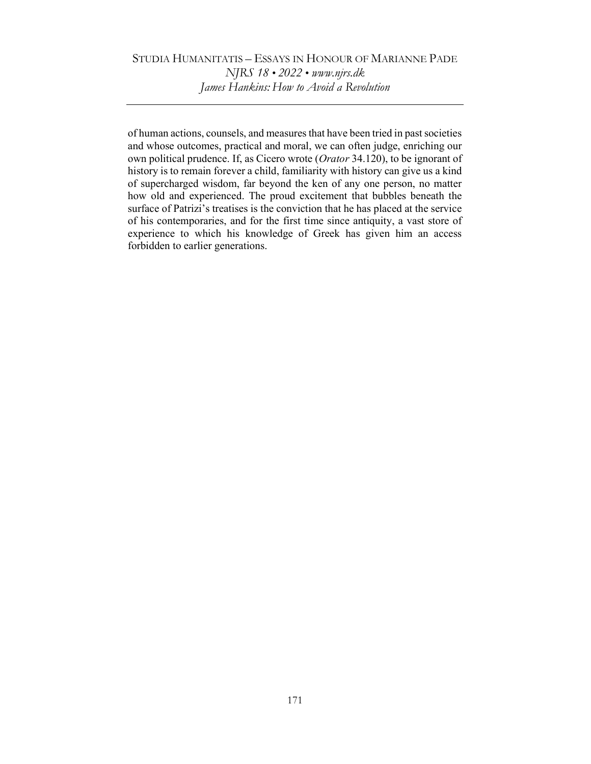of human actions, counsels, and measures that have been tried in past societies and whose outcomes, practical and moral, we can often judge, enriching our own political prudence. If, as Cicero wrote (*Orator* 34.120), to be ignorant of history is to remain forever a child, familiarity with history can give us a kind of supercharged wisdom, far beyond the ken of any one person, no matter how old and experienced. The proud excitement that bubbles beneath the surface of Patrizi's treatises is the conviction that he has placed at the service of his contemporaries, and for the first time since antiquity, a vast store of experience to which his knowledge of Greek has given him an access forbidden to earlier generations.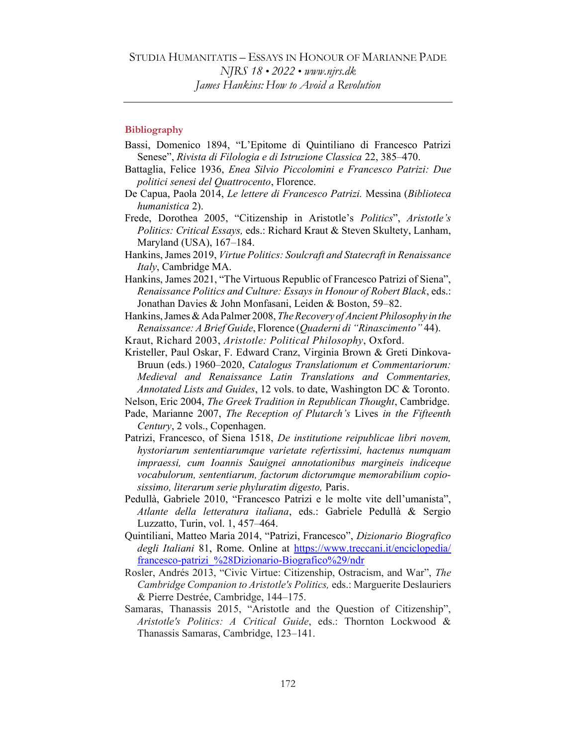## Bibliography

Bassi, Domenico 1894, "L'Epitome di Quintiliano di Francesco Patrizi Senese", *Rivista di Filologia e di Istruzione Classica* 22, 385–470.

Battaglia, Felice 1936, *Enea Silvio Piccolomini e Francesco Patrizi: Due politici senesi del Quattrocento*, Florence.

De Capua, Paola 2014, *Le lettere di Francesco Patrizi.* Messina (*Biblioteca humanistica* 2).

Frede, Dorothea 2005, "Citizenship in Aristotle's *Politics*", *Aristotle's Politics: Critical Essays,* eds.: Richard Kraut & Steven Skultety, Lanham, Maryland (USA), 167–184.

Hankins, James 2019, *Virtue Politics: Soulcraft and Statecraft in Renaissance Italy*, Cambridge MA.

Hankins, James 2021, "The Virtuous Republic of Francesco Patrizi of Siena", *Renaissance Politics and Culture: Essays in Honour of Robert Black*, eds.: Jonathan Davies & John Monfasani, Leiden & Boston, 59–82.

Hankins, James & Ada Palmer 2008, *The Recovery of Ancient Philosophy in the Renaissance: A Brief Guide*, Florence (*Quaderni di "Rinascimento"* 44).

Kraut, Richard 2003, *Aristotle: Political Philosophy*, Oxford.

Kristeller, Paul Oskar, F. Edward Cranz, Virginia Brown & Greti Dinkova-Bruun (eds.) 1960–2020, *Catalogus Translationum et Commentariorum: Medieval and Renaissance Latin Translations and Commentaries, Annotated Lists and Guides*, 12 vols. to date, Washington DC & Toronto.

Nelson, Eric 2004, *The Greek Tradition in Republican Thought*, Cambridge.

Pade, Marianne 2007, *The Reception of Plutarch's* Lives *in the Fifteenth Century*, 2 vols., Copenhagen.

Patrizi, Francesco, of Siena 1518, *De institutione reipublicae libri novem, hystoriarum sententiarumque varietate refertissimi, hactenus numquam impraessi, cum Ioannis Sauignei annotationibus margineis indiceque vocabulorum, sententiarum, factorum dictorumque memorabilium copiosissimo, literarum serie phyluratim digesto,* Paris.

Pedullà, Gabriele 2010, "Francesco Patrizi e le molte vite dell'umanista", *Atlante della letteratura italiana*, eds.: Gabriele Pedullà & Sergio Luzzatto, Turin, vol. 1, 457–464.

Quintiliani, Matteo Maria 2014, "Patrizi, Francesco", *Dizionario Biografico degli Italiani* 81, Rome. Online at [https://www.treccani.it/enciclopedia/francesco-patrizi_%28Dizionario-Biografico%29/ndr](https://www.treccani.it/enciclopedia/francesco-patrizi_%28Dizionario-Biografico%29/ndr)

Rosler, Andrés 2013, "Civic Virtue: Citizenship, Ostracism, and War", *The Cambridge Companion to Aristotle's Politics,* eds.: Marguerite Deslauriers & Pierre Destrée, Cambridge, 144–175.

Samaras, Thanassis 2015, "Aristotle and the Question of Citizenship", *Aristotle's Politics: A Critical Guide*, eds.: Thornton Lockwood & Thanassis Samaras, Cambridge, 123–141.